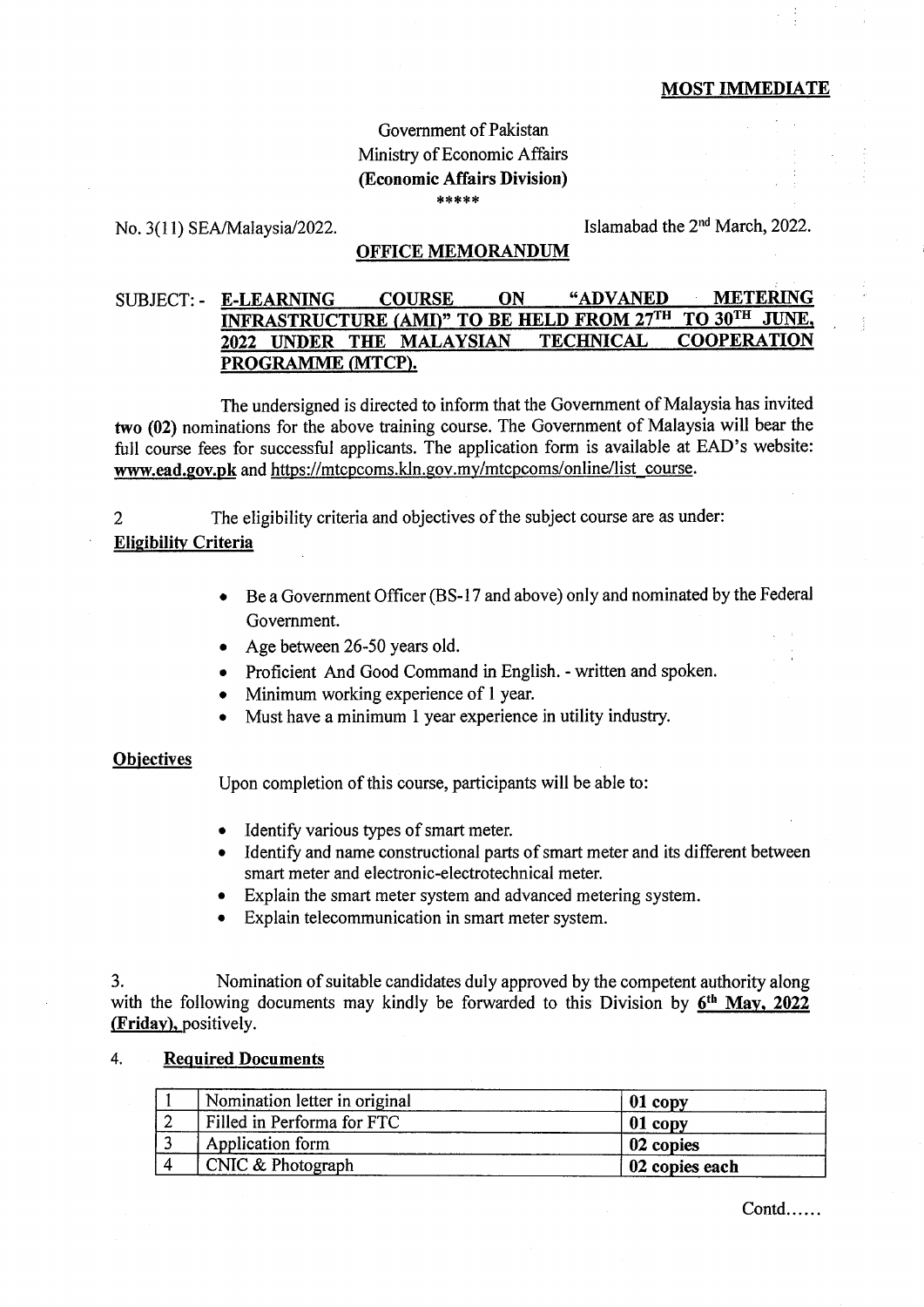**MOST IMMEDIATE**

Government of Pakistan
Ministry of Economic Affairs
**(Economic Affairs Division)**
\*\*\*\*\*

No. 3(11) SEA/Malaysia/2022. Islamabad the 2nd March, 2022.

**OFFICE MEMORANDUM**

SUBJECT: - **E-LEARNING COURSE ON "ADVANED METERING INFRASTRUCTURE (AMI)" TO BE HELD FROM 27TH TO 30TH JUNE, 2022 UNDER THE MALAYSIAN TECHNICAL COOPERATION PROGRAMME (MTCP).**

The undersigned is directed to inform that the Government of Malaysia has invited **two (02)** nominations for the above training course. The Government of Malaysia will bear the full course fees for successful applicants. The application form is available at EAD's website: **www.ead.gov.pk** and https://mtcpcoms.kln.gov.my/mtcpcoms/online/list_course.

2 The eligibility criteria and objectives of the subject course are as under:

**Eligibility Criteria**

- Be a Government Officer (BS-17 and above) only and nominated by the Federal Government.
- Age between 26-50 years old.
- Proficient And Good Command in English. - written and spoken.
- Minimum working experience of 1 year.
- Must have a minimum 1 year experience in utility industry.

**Objectives**

Upon completion of this course, participants will be able to:

- Identify various types of smart meter.
- Identify and name constructional parts of smart meter and its different between smart meter and electronic-electrotechnical meter.
- Explain the smart meter system and advanced metering system.
- Explain telecommunication in smart meter system.

3. Nomination of suitable candidates duly approved by the competent authority along with the following documents may kindly be forwarded to this Division by **6th May, 2022 (Friday),** positively.

4. **Required Documents**

| | | |
|---|---|---|
| 1 | Nomination letter in original | **01 copy** |
| 2 | Filled in Performa for FTC | **01 copy** |
| 3 | Application form | **02 copies** |
| 4 | CNIC & Photograph | **02 copies each** |

Contd......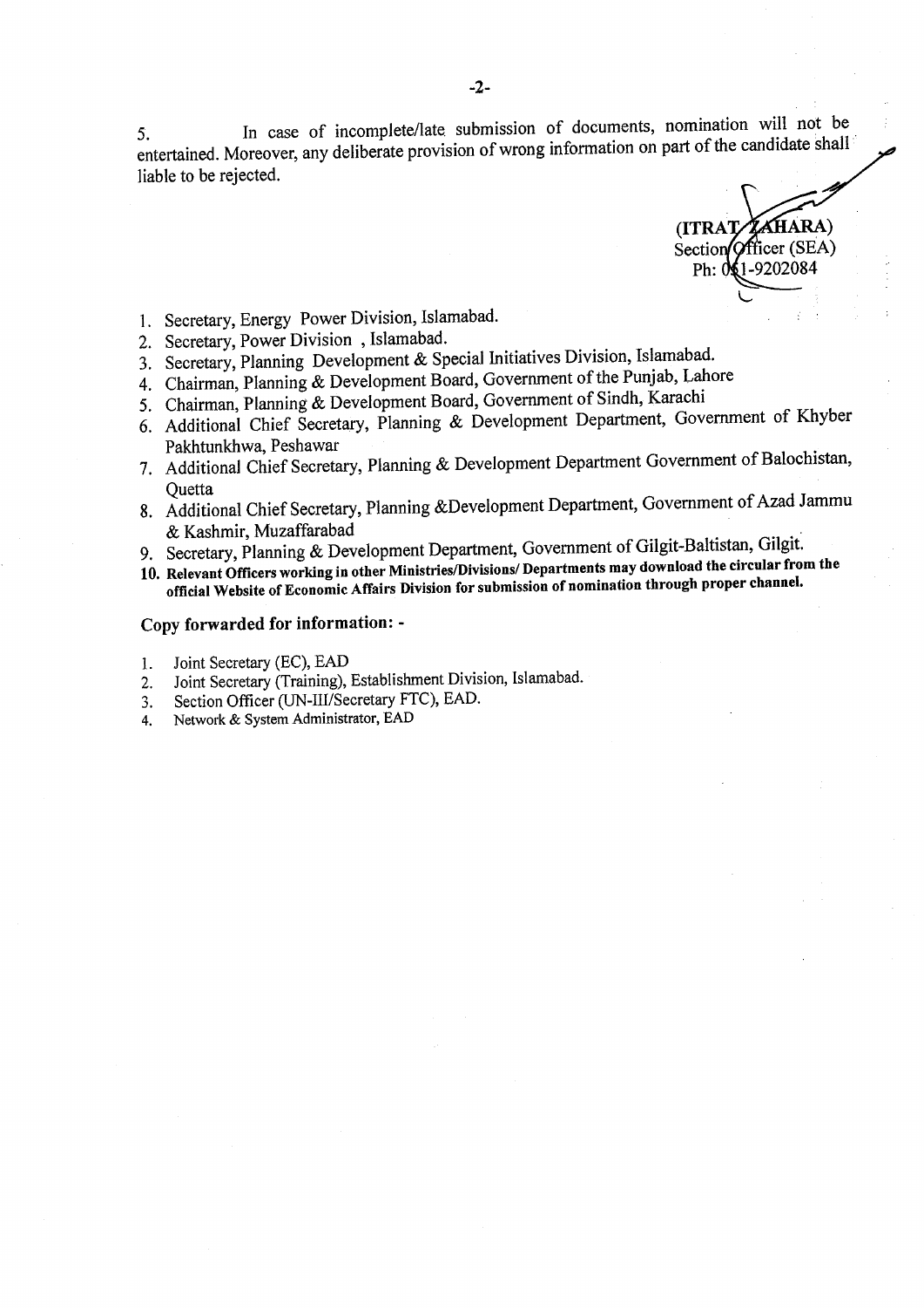5. In case of incomplete/late submission of documents, nomination will not be entertained. Moreover, any deliberate provision of wrong information on part of the candidate shall liable to be rejected.

(ITRAT ZAHARA)
Section Officer (SEA)
Ph: 051-9202084

1. Secretary, Energy Power Division, Islamabad.
2. Secretary, Power Division , Islamabad.
3. Secretary, Planning Development & Special Initiatives Division, Islamabad.
4. Chairman, Planning & Development Board, Government of the Punjab, Lahore
5. Chairman, Planning & Development Board, Government of Sindh, Karachi
6. Additional Chief Secretary, Planning & Development Department, Government of Khyber Pakhtunkhwa, Peshawar
7. Additional Chief Secretary, Planning & Development Department Government of Balochistan, Quetta
8. Additional Chief Secretary, Planning &Development Department, Government of Azad Jammu & Kashmir, Muzaffarabad
9. Secretary, Planning & Development Department, Government of Gilgit-Baltistan, Gilgit.
10. **Relevant Officers working in other Ministries/Divisions/ Departments may download the circular from the official Website of Economic Affairs Division for submission of nomination through proper channel.**

**Copy forwarded for information: -**

1. Joint Secretary (EC), EAD
2. Joint Secretary (Training), Establishment Division, Islamabad.
3. Section Officer (UN-III/Secretary FTC), EAD.
4. Network & System Administrator, EAD